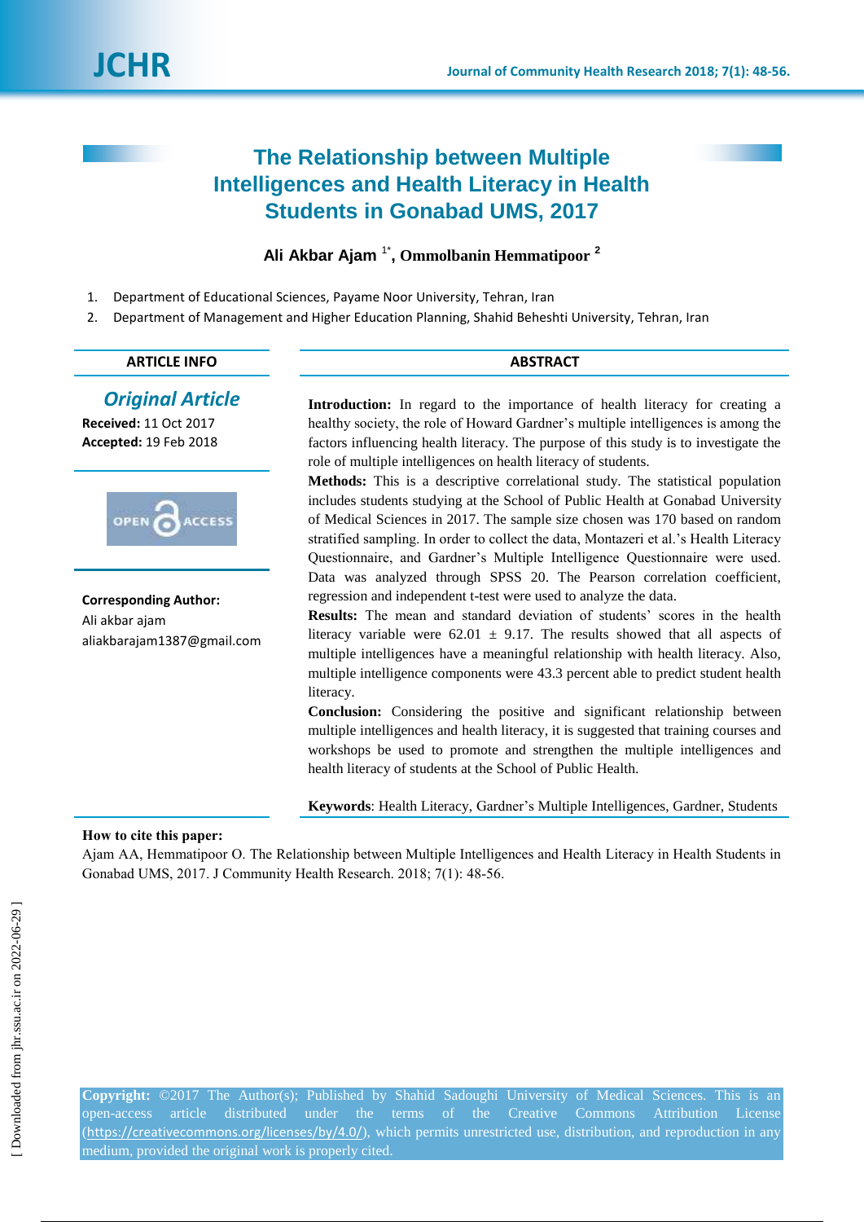# The Relationship between Multiple Intelligences and Health Literacy in Health Students in Gonabad UMS, 2017

**Ali Akbar Ajam [1*], Ommolbanin Hemmatipoor [2]**

1. Department of Educational Sciences, Payame Noor University, Tehran, Iran
2. Department of Management and Higher Education Planning, Shahid Beheshti University, Tehran, Iran

**ARTICLE INFO**

***Original Article***

**Received:** 11 Oct 2017
**Accepted:** 19 Feb 2018

**Corresponding Author:**
Ali akbar ajam
aliakbarajam1387@gmail.com

**ABSTRACT**

**Introduction:** In regard to the importance of health literacy for creating a healthy society, the role of Howard Gardner's multiple intelligences is among the factors influencing health literacy. The purpose of this study is to investigate the role of multiple intelligences on health literacy of students.

**Methods:** This is a descriptive correlational study. The statistical population includes students studying at the School of Public Health at Gonabad University of Medical Sciences in 2017. The sample size chosen was 170 based on random stratified sampling. In order to collect the data, Montazeri et al.'s Health Literacy Questionnaire, and Gardner's Multiple Intelligence Questionnaire were used. Data was analyzed through SPSS 20. The Pearson correlation coefficient, regression and independent t-test were used to analyze the data.

**Results:** The mean and standard deviation of students' scores in the health literacy variable were 62.01 ± 9.17. The results showed that all aspects of multiple intelligences have a meaningful relationship with health literacy. Also, multiple intelligence components were 43.3 percent able to predict student health literacy.

**Conclusion:** Considering the positive and significant relationship between multiple intelligences and health literacy, it is suggested that training courses and workshops be used to promote and strengthen the multiple intelligences and health literacy of students at the School of Public Health.

**Keywords**: Health Literacy, Gardner's Multiple Intelligences, Gardner, Students

**How to cite this paper:**
Ajam AA, Hemmatipoor O. The Relationship between Multiple Intelligences and Health Literacy in Health Students in Gonabad UMS, 2017. J Community Health Research. 2018; 7(1): 48-56.

**Copyright:** ©2017 The Author(s); Published by Shahid Sadoughi University of Medical Sciences. This is an open-access article distributed under the terms of the Creative Commons Attribution License (https://creativecommons.org/licenses/by/4.0/), which permits unrestricted use, distribution, and reproduction in any medium, provided the original work is properly cited.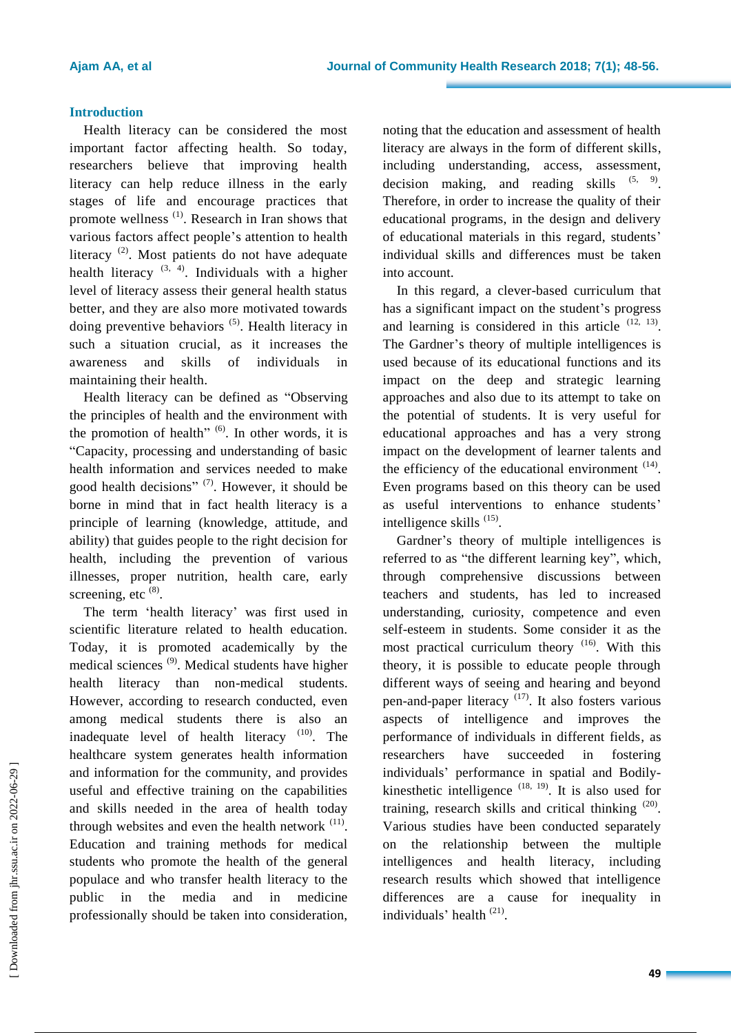## Introduction

Health literacy can be considered the most important factor affecting health. So today, researchers believe that improving health literacy can help reduce illness in the early stages of life and encourage practices that promote wellness [1]. Research in Iran shows that various factors affect people's attention to health literacy [2]. Most patients do not have adequate health literacy [3, 4]. Individuals with a higher level of literacy assess their general health status better, and they are also more motivated towards doing preventive behaviors [5]. Health literacy in such a situation crucial, as it increases the awareness and skills of individuals in maintaining their health.

Health literacy can be defined as "Observing the principles of health and the environment with the promotion of health" [6]. In other words, it is "Capacity, processing and understanding of basic health information and services needed to make good health decisions" [7]. However, it should be borne in mind that in fact health literacy is a principle of learning (knowledge, attitude, and ability) that guides people to the right decision for health, including the prevention of various illnesses, proper nutrition, health care, early screening, etc [8].

The term 'health literacy' was first used in scientific literature related to health education. Today, it is promoted academically by the medical sciences [9]. Medical students have higher health literacy than non-medical students. However, according to research conducted, even among medical students there is also an inadequate level of health literacy [10]. The healthcare system generates health information and information for the community, and provides useful and effective training on the capabilities and skills needed in the area of health today through websites and even the health network [11]. Education and training methods for medical students who promote the health of the general populace and who transfer health literacy to the public in the media and in medicine professionally should be taken into consideration, noting that the education and assessment of health literacy are always in the form of different skills, including understanding, access, assessment, decision making, and reading skills [5, 9]. Therefore, in order to increase the quality of their educational programs, in the design and delivery of educational materials in this regard, students' individual skills and differences must be taken into account.

In this regard, a clever-based curriculum that has a significant impact on the student's progress and learning is considered in this article [12, 13]. The Gardner's theory of multiple intelligences is used because of its educational functions and its impact on the deep and strategic learning approaches and also due to its attempt to take on the potential of students. It is very useful for educational approaches and has a very strong impact on the development of learner talents and the efficiency of the educational environment [14]. Even programs based on this theory can be used as useful interventions to enhance students' intelligence skills [15].

Gardner's theory of multiple intelligences is referred to as "the different learning key", which, through comprehensive discussions between teachers and students, has led to increased understanding, curiosity, competence and even self-esteem in students. Some consider it as the most practical curriculum theory [16]. With this theory, it is possible to educate people through different ways of seeing and hearing and beyond pen-and-paper literacy [17]. It also fosters various aspects of intelligence and improves the performance of individuals in different fields, as researchers have succeeded in fostering individuals' performance in spatial and Bodily-kinesthetic intelligence [18, 19]. It is also used for training, research skills and critical thinking [20]. Various studies have been conducted separately on the relationship between the multiple intelligences and health literacy, including research results which showed that intelligence differences are a cause for inequality in individuals' health [21].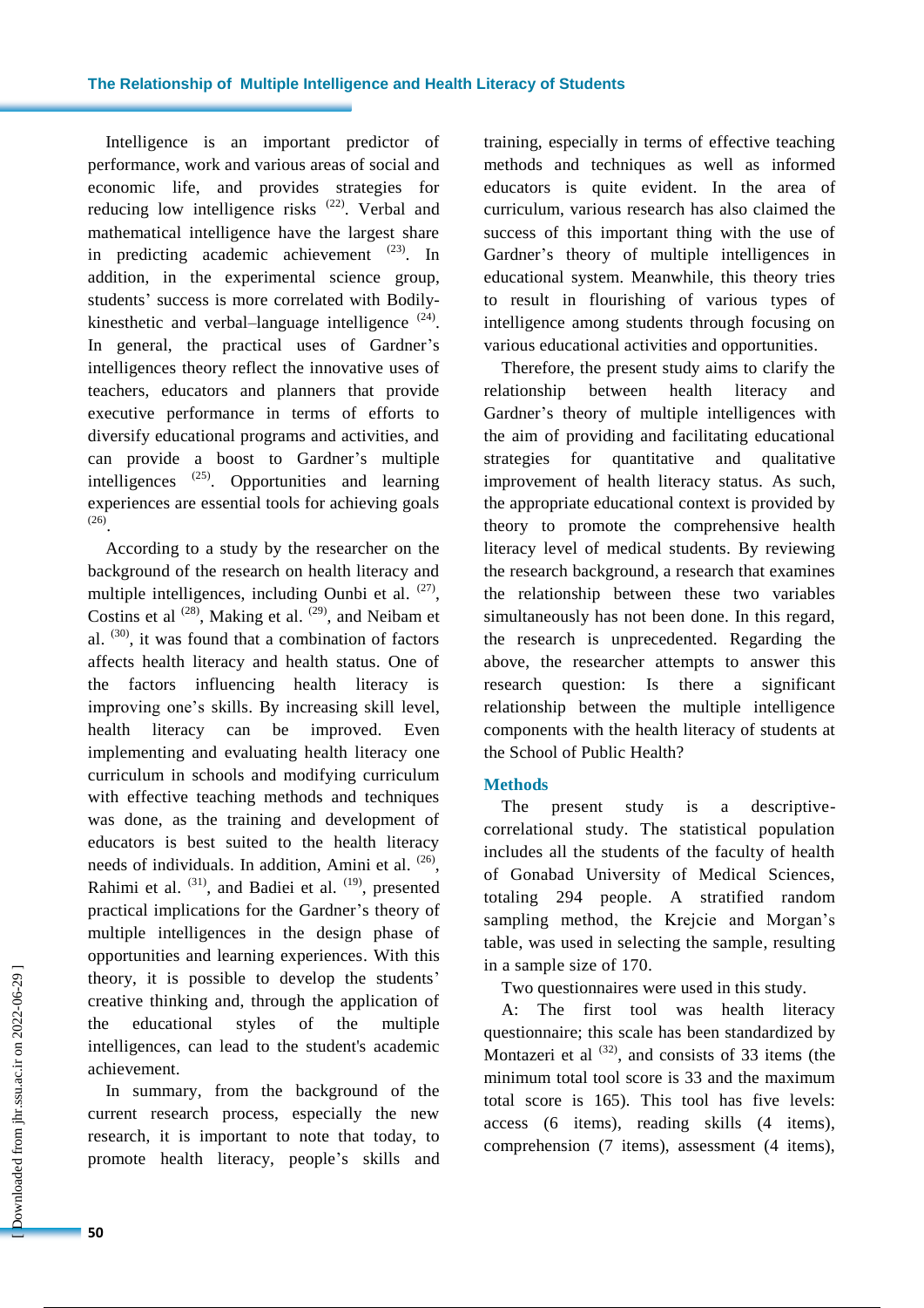Intelligence is an important predictor of performance, work and various areas of social and economic life, and provides strategies for reducing low intelligence risks [22]. Verbal and mathematical intelligence have the largest share in predicting academic achievement [23]. In addition, in the experimental science group, students' success is more correlated with Bodily-kinesthetic and verbal–language intelligence [24]. In general, the practical uses of Gardner's intelligences theory reflect the innovative uses of teachers, educators and planners that provide executive performance in terms of efforts to diversify educational programs and activities, and can provide a boost to Gardner's multiple intelligences [25]. Opportunities and learning experiences are essential tools for achieving goals [26].

According to a study by the researcher on the background of the research on health literacy and multiple intelligences, including Ounbi et al. [27], Costins et al [28], Making et al. [29], and Neibam et al. [30], it was found that a combination of factors affects health literacy and health status. One of the factors influencing health literacy is improving one's skills. By increasing skill level, health literacy can be improved. Even implementing and evaluating health literacy one curriculum in schools and modifying curriculum with effective teaching methods and techniques was done, as the training and development of educators is best suited to the health literacy needs of individuals. In addition, Amini et al. [26], Rahimi et al. [31], and Badiei et al. [19], presented practical implications for the Gardner's theory of multiple intelligences in the design phase of opportunities and learning experiences. With this theory, it is possible to develop the students' creative thinking and, through the application of the educational styles of the multiple intelligences, can lead to the student's academic achievement.

In summary, from the background of the current research process, especially the new research, it is important to note that today, to promote health literacy, people's skills and training, especially in terms of effective teaching methods and techniques as well as informed educators is quite evident. In the area of curriculum, various research has also claimed the success of this important thing with the use of Gardner's theory of multiple intelligences in educational system. Meanwhile, this theory tries to result in flourishing of various types of intelligence among students through focusing on various educational activities and opportunities.

Therefore, the present study aims to clarify the relationship between health literacy and Gardner's theory of multiple intelligences with the aim of providing and facilitating educational strategies for quantitative and qualitative improvement of health literacy status. As such, the appropriate educational context is provided by theory to promote the comprehensive health literacy level of medical students. By reviewing the research background, a research that examines the relationship between these two variables simultaneously has not been done. In this regard, the research is unprecedented. Regarding the above, the researcher attempts to answer this research question: Is there a significant relationship between the multiple intelligence components with the health literacy of students at the School of Public Health?

## Methods

The present study is a descriptive-correlational study. The statistical population includes all the students of the faculty of health of Gonabad University of Medical Sciences, totaling 294 people. A stratified random sampling method, the Krejcie and Morgan's table, was used in selecting the sample, resulting in a sample size of 170.

Two questionnaires were used in this study.

A: The first tool was health literacy questionnaire; this scale has been standardized by Montazeri et al [32], and consists of 33 items (the minimum total tool score is 33 and the maximum total score is 165). This tool has five levels: access (6 items), reading skills (4 items), comprehension (7 items), assessment (4 items),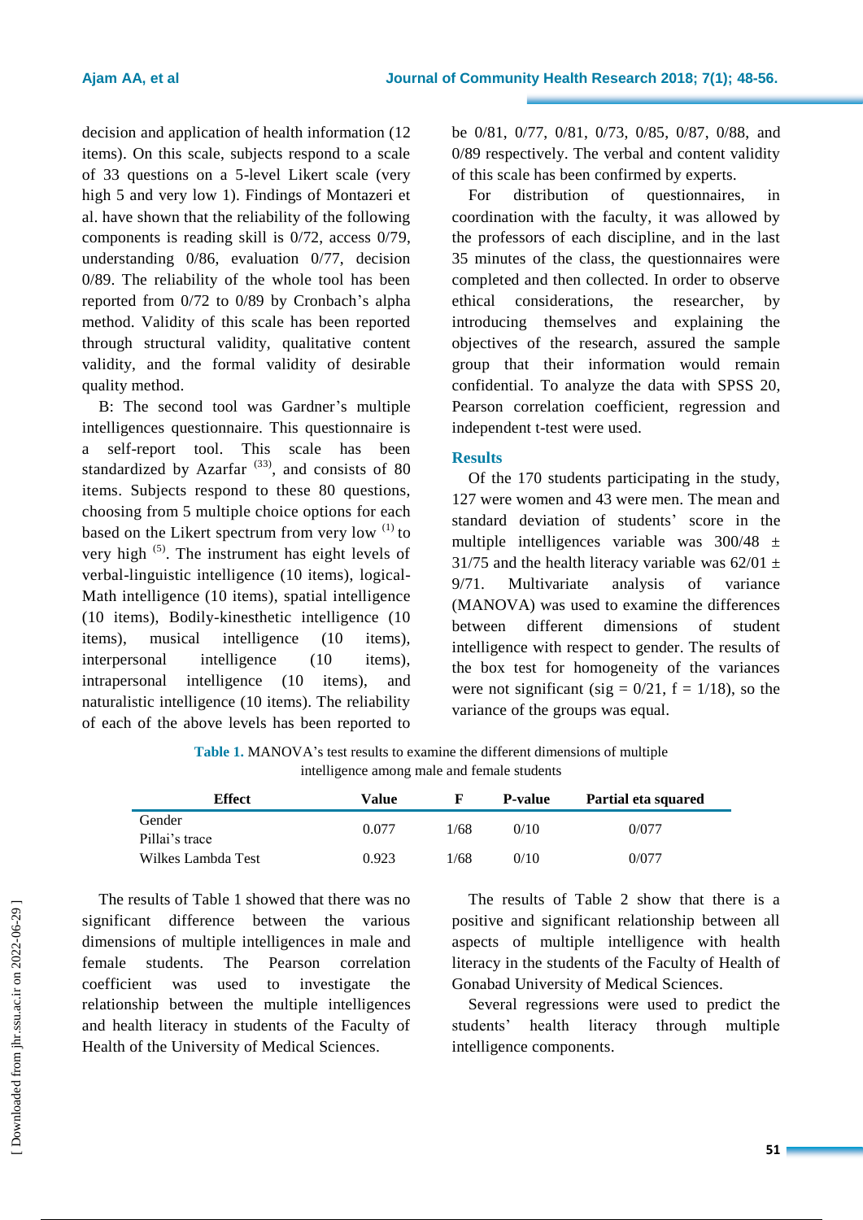decision and application of health information (12 items). On this scale, subjects respond to a scale of 33 questions on a 5-level Likert scale (very high 5 and very low 1). Findings of Montazeri et al. have shown that the reliability of the following components is reading skill is 0/72, access 0/79, understanding 0/86, evaluation 0/77, decision 0/89. The reliability of the whole tool has been reported from 0/72 to 0/89 by Cronbach's alpha method. Validity of this scale has been reported through structural validity, qualitative content validity, and the formal validity of desirable quality method.

B: The second tool was Gardner's multiple intelligences questionnaire. This questionnaire is a self-report tool. This scale has been standardized by Azarfar [33], and consists of 80 items. Subjects respond to these 80 questions, choosing from 5 multiple choice options for each based on the Likert spectrum from very low [1] to very high [5]. The instrument has eight levels of verbal-linguistic intelligence (10 items), logical-Math intelligence (10 items), spatial intelligence (10 items), Bodily-kinesthetic intelligence (10 items), musical intelligence (10 items), interpersonal intelligence (10 items), intrapersonal intelligence (10 items), and naturalistic intelligence (10 items). The reliability of each of the above levels has been reported to be 0/81, 0/77, 0/81, 0/73, 0/85, 0/87, 0/88, and 0/89 respectively. The verbal and content validity of this scale has been confirmed by experts.

For distribution of questionnaires, in coordination with the faculty, it was allowed by the professors of each discipline, and in the last 35 minutes of the class, the questionnaires were completed and then collected. In order to observe ethical considerations, the researcher, by introducing themselves and explaining the objectives of the research, assured the sample group that their information would remain confidential. To analyze the data with SPSS 20, Pearson correlation coefficient, regression and independent t-test were used.

## Results

Of the 170 students participating in the study, 127 were women and 43 were men. The mean and standard deviation of students' score in the multiple intelligences variable was 300/48 ± 31/75 and the health literacy variable was 62/01 ± 9/71. Multivariate analysis of variance (MANOVA) was used to examine the differences between different dimensions of student intelligence with respect to gender. The results of the box test for homogeneity of the variances were not significant (sig = 0/21, f = 1/18), so the variance of the groups was equal.

**Table 1.** MANOVA's test results to examine the different dimensions of multiple intelligence among male and female students

| Effect | Value | F | P-value | Partial eta squared |
|---|---|---|---|---|
| Gender<br>Pillai's trace | 0.077 | 1/68 | 0/10 | 0/077 |
| Wilkes Lambda Test | 0.923 | 1/68 | 0/10 | 0/077 |

The results of Table 1 showed that there was no significant difference between the various dimensions of multiple intelligences in male and female students. The Pearson correlation coefficient was used to investigate the relationship between the multiple intelligences and health literacy in students of the Faculty of Health of the University of Medical Sciences.

The results of Table 2 show that there is a positive and significant relationship between all aspects of multiple intelligence with health literacy in the students of the Faculty of Health of Gonabad University of Medical Sciences.

Several regressions were used to predict the students' health literacy through multiple intelligence components.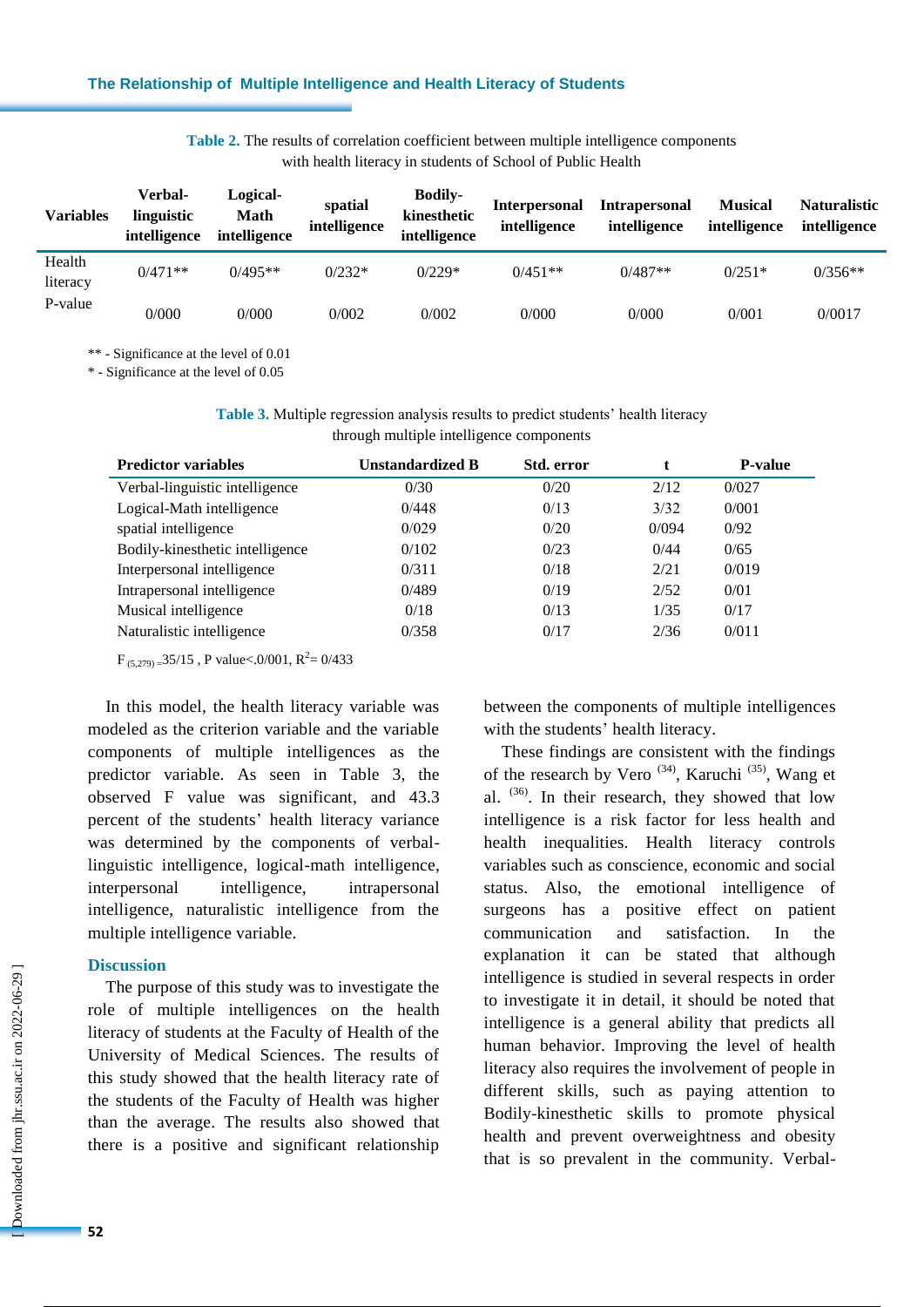**Table 2.** The results of correlation coefficient between multiple intelligence components with health literacy in students of School of Public Health

| Variables | Verbal-linguistic intelligence | Logical-Math intelligence | spatial intelligence | Bodily-kinesthetic intelligence | Interpersonal intelligence | Intrapersonal intelligence | Musical intelligence | Naturalistic intelligence |
|---|---|---|---|---|---|---|---|---|
| Health literacy | 0/471** | 0/495** | 0/232* | 0/229* | 0/451** | 0/487** | 0/251* | 0/356** |
| P-value | 0/000 | 0/000 | 0/002 | 0/002 | 0/000 | 0/000 | 0/001 | 0/0017 |

** - Significance at the level of 0.01
* - Significance at the level of 0.05

**Table 3.** Multiple regression analysis results to predict students' health literacy through multiple intelligence components

| Predictor variables | Unstandardized B | Std. error | t | P-value |
|---|---|---|---|---|
| Verbal-linguistic intelligence | 0/30 | 0/20 | 2/12 | 0/027 |
| Logical-Math intelligence | 0/448 | 0/13 | 3/32 | 0/001 |
| spatial intelligence | 0/029 | 0/20 | 0/094 | 0/92 |
| Bodily-kinesthetic intelligence | 0/102 | 0/23 | 0/44 | 0/65 |
| Interpersonal intelligence | 0/311 | 0/18 | 2/21 | 0/019 |
| Intrapersonal intelligence | 0/489 | 0/19 | 2/52 | 0/01 |
| Musical intelligence | 0/18 | 0/13 | 1/35 | 0/17 |
| Naturalistic intelligence | 0/358 | 0/17 | 2/36 | 0/011 |

$F_{(5,279)}$ =35/15 , P value<.0/001, $R^2$= 0/433

In this model, the health literacy variable was modeled as the criterion variable and the variable components of multiple intelligences as the predictor variable. As seen in Table 3, the observed F value was significant, and 43.3 percent of the students' health literacy variance was determined by the components of verbal-linguistic intelligence, logical-math intelligence, interpersonal intelligence, intrapersonal intelligence, naturalistic intelligence from the multiple intelligence variable.

## Discussion

The purpose of this study was to investigate the role of multiple intelligences on the health literacy of students at the Faculty of Health of the University of Medical Sciences. The results of this study showed that the health literacy rate of the students of the Faculty of Health was higher than the average. The results also showed that there is a positive and significant relationship between the components of multiple intelligences with the students' health literacy.

These findings are consistent with the findings of the research by Vero [34], Karuchi [35], Wang et al. [36]. In their research, they showed that low intelligence is a risk factor for less health and health inequalities. Health literacy controls variables such as conscience, economic and social status. Also, the emotional intelligence of surgeons has a positive effect on patient communication and satisfaction. In the explanation it can be stated that although intelligence is studied in several respects in order to investigate it in detail, it should be noted that intelligence is a general ability that predicts all human behavior. Improving the level of health literacy also requires the involvement of people in different skills, such as paying attention to Bodily-kinesthetic skills to promote physical health and prevent overweightness and obesity that is so prevalent in the community. Verbal-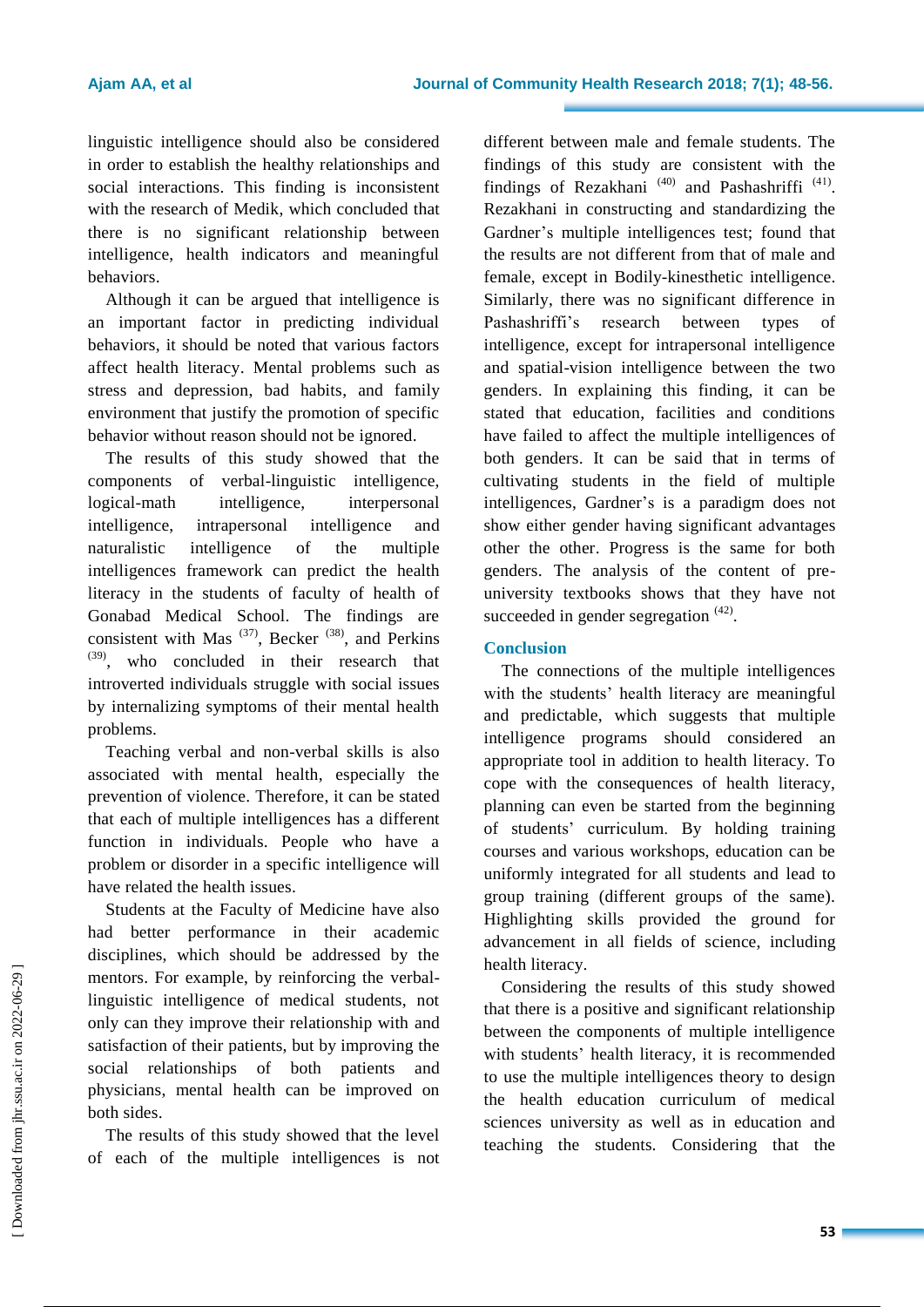linguistic intelligence should also be considered in order to establish the healthy relationships and social interactions. This finding is inconsistent with the research of Medik, which concluded that there is no significant relationship between intelligence, health indicators and meaningful behaviors.

Although it can be argued that intelligence is an important factor in predicting individual behaviors, it should be noted that various factors affect health literacy. Mental problems such as stress and depression, bad habits, and family environment that justify the promotion of specific behavior without reason should not be ignored.

The results of this study showed that the components of verbal-linguistic intelligence, logical-math intelligence, interpersonal intelligence, intrapersonal intelligence and naturalistic intelligence of the multiple intelligences framework can predict the health literacy in the students of faculty of health of Gonabad Medical School. The findings are consistent with Mas [37], Becker [38], and Perkins [39], who concluded in their research that introverted individuals struggle with social issues by internalizing symptoms of their mental health problems.

Teaching verbal and non-verbal skills is also associated with mental health, especially the prevention of violence. Therefore, it can be stated that each of multiple intelligences has a different function in individuals. People who have a problem or disorder in a specific intelligence will have related the health issues.

Students at the Faculty of Medicine have also had better performance in their academic disciplines, which should be addressed by the mentors. For example, by reinforcing the verbal-linguistic intelligence of medical students, not only can they improve their relationship with and satisfaction of their patients, but by improving the social relationships of both patients and physicians, mental health can be improved on both sides.

The results of this study showed that the level of each of the multiple intelligences is not different between male and female students. The findings of this study are consistent with the findings of Rezakhani [40] and Pashashriffi [41]. Rezakhani in constructing and standardizing the Gardner's multiple intelligences test; found that the results are not different from that of male and female, except in Bodily-kinesthetic intelligence. Similarly, there was no significant difference in Pashashriffi's research between types of intelligence, except for intrapersonal intelligence and spatial-vision intelligence between the two genders. In explaining this finding, it can be stated that education, facilities and conditions have failed to affect the multiple intelligences of both genders. It can be said that in terms of cultivating students in the field of multiple intelligences, Gardner's is a paradigm does not show either gender having significant advantages other the other. Progress is the same for both genders. The analysis of the content of pre-university textbooks shows that they have not succeeded in gender segregation [42].

## Conclusion

The connections of the multiple intelligences with the students' health literacy are meaningful and predictable, which suggests that multiple intelligence programs should considered an appropriate tool in addition to health literacy. To cope with the consequences of health literacy, planning can even be started from the beginning of students' curriculum. By holding training courses and various workshops, education can be uniformly integrated for all students and lead to group training (different groups of the same). Highlighting skills provided the ground for advancement in all fields of science, including health literacy.

Considering the results of this study showed that there is a positive and significant relationship between the components of multiple intelligence with students' health literacy, it is recommended to use the multiple intelligences theory to design the health education curriculum of medical sciences university as well as in education and teaching the students. Considering that the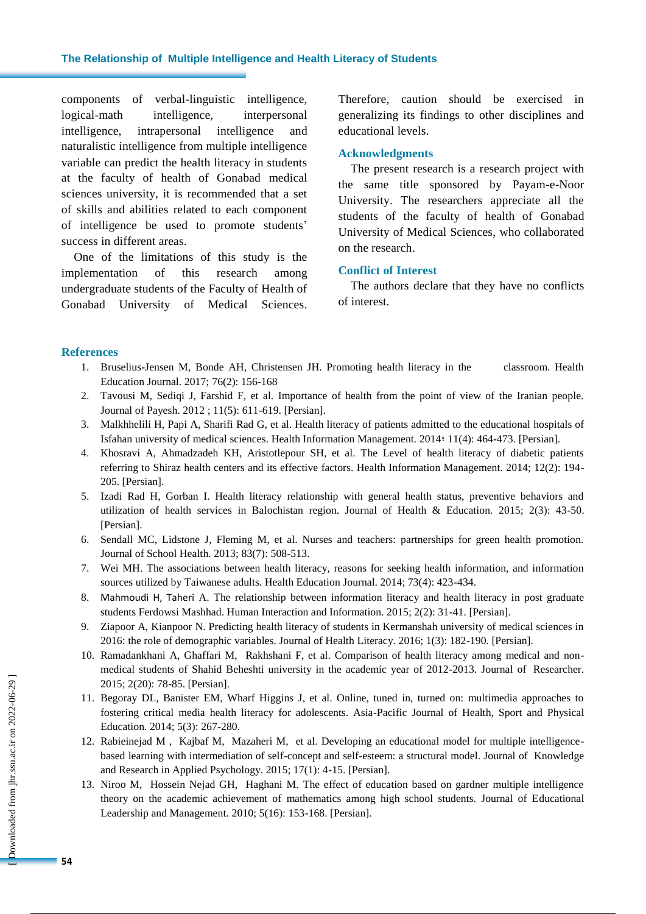components of verbal-linguistic intelligence, logical-math intelligence, interpersonal intelligence, intrapersonal intelligence and naturalistic intelligence from multiple intelligence variable can predict the health literacy in students at the faculty of health of Gonabad medical sciences university, it is recommended that a set of skills and abilities related to each component of intelligence be used to promote students' success in different areas.

One of the limitations of this study is the implementation of this research among undergraduate students of the Faculty of Health of Gonabad University of Medical Sciences. Therefore, caution should be exercised in generalizing its findings to other disciplines and educational levels.

## Acknowledgments

The present research is a research project with the same title sponsored by Payam-e-Noor University. The researchers appreciate all the students of the faculty of health of Gonabad University of Medical Sciences, who collaborated on the research.

## Conflict of Interest

The authors declare that they have no conflicts of interest.

## References

1. Bruselius-Jensen M, Bonde AH, Christensen JH. Promoting health literacy in the classroom. Health Education Journal. 2017; 76(2): 156-168
2. Tavousi M, Sediqi J, Farshid F, et al. Importance of health from the point of view of the Iranian people. Journal of Payesh. 2012 ; 11(5): 611-619. [Persian].
3. Malkhhelili H, Papi A, Sharifi Rad G, et al. Health literacy of patients admitted to the educational hospitals of Isfahan university of medical sciences. Health Information Management. 2014؛ 11(4): 464-473. [Persian].
4. Khosravi A, Ahmadzadeh KH, Aristotlepour SH, et al. The Level of health literacy of diabetic patients referring to Shiraz health centers and its effective factors. Health Information Management. 2014; 12(2): 194-205. [Persian].
5. Izadi Rad H, Gorban I. Health literacy relationship with general health status, preventive behaviors and utilization of health services in Balochistan region. Journal of Health & Education. 2015; 2(3): 43-50. [Persian].
6. Sendall MC, Lidstone J, Fleming M, et al. Nurses and teachers: partnerships for green health promotion. Journal of School Health. 2013; 83(7): 508-513.
7. Wei MH. The associations between health literacy, reasons for seeking health information, and information sources utilized by Taiwanese adults. Health Education Journal. 2014; 73(4): 423-434.
8. Mahmoudi H, Taheri A. The relationship between information literacy and health literacy in post graduate students Ferdowsi Mashhad. Human Interaction and Information. 2015; 2(2): 31-41. [Persian].
9. Ziapoor A, Kianpoor N. Predicting health literacy of students in Kermanshah university of medical sciences in 2016: the role of demographic variables. Journal of Health Literacy. 2016; 1(3): 182-190. [Persian].
10. Ramadankhani A, Ghaffari M, Rakhshani F, et al. Comparison of health literacy among medical and non-medical students of Shahid Beheshti university in the academic year of 2012-2013. Journal of Researcher. 2015; 2(20): 78-85. [Persian].
11. Begoray DL, Banister EM, Wharf Higgins J, et al. Online, tuned in, turned on: multimedia approaches to fostering critical media health literacy for adolescents. Asia-Pacific Journal of Health, Sport and Physical Education. 2014; 5(3): 267-280.
12. Rabieinejad M , Kajbaf M, Mazaheri M, et al. Developing an educational model for multiple intelligence-based learning with intermediation of self-concept and self-esteem: a structural model. Journal of Knowledge and Research in Applied Psychology. 2015; 17(1): 4-15. [Persian].
13. Niroo M, Hossein Nejad GH, Haghani M. The effect of education based on gardner multiple intelligence theory on the academic achievement of mathematics among high school students. Journal of Educational Leadership and Management. 2010; 5(16): 153-168. [Persian].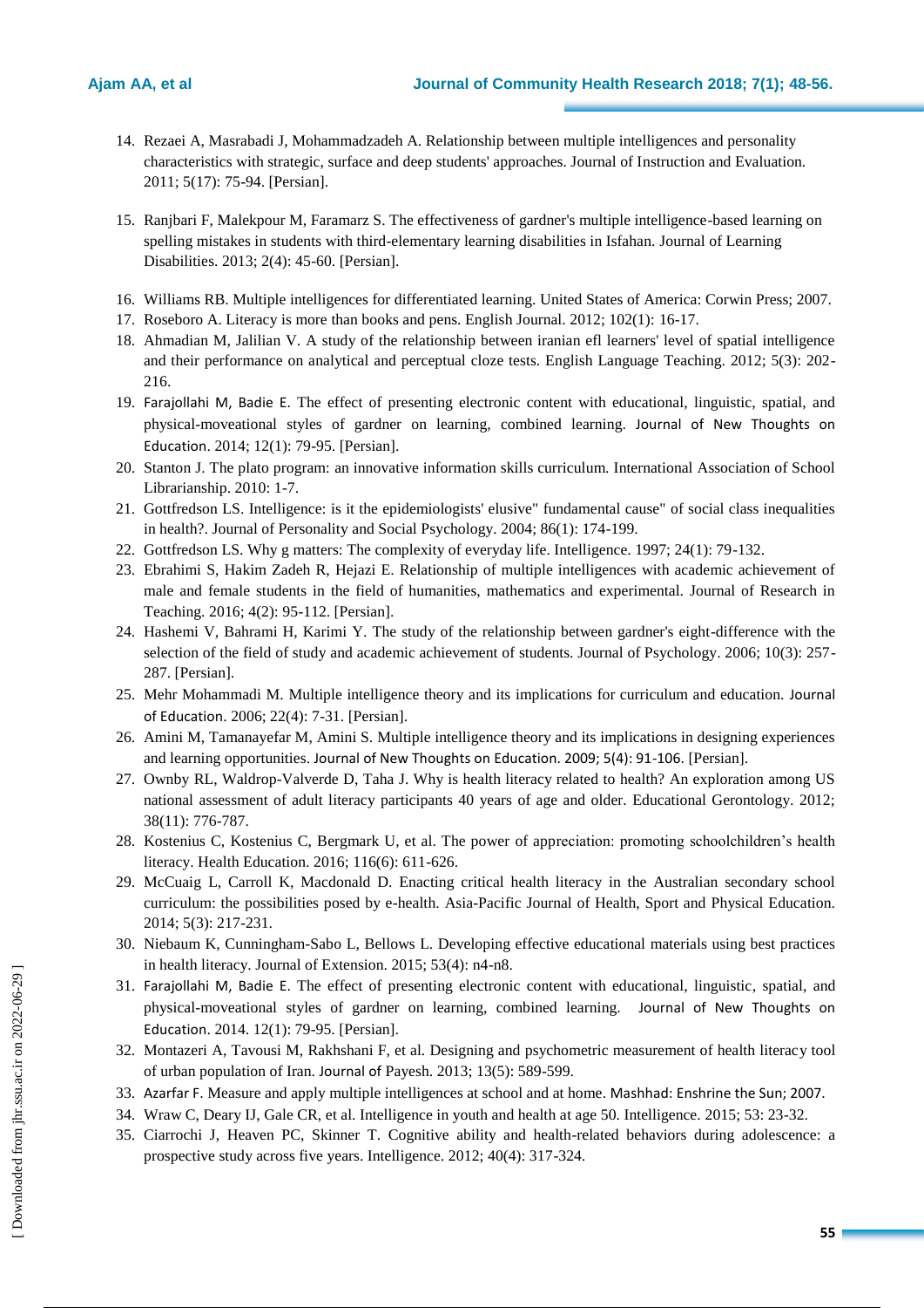14. Rezaei A, Masrabadi J, Mohammadzadeh A. Relationship between multiple intelligences and personality characteristics with strategic, surface and deep students' approaches. Journal of Instruction and Evaluation. 2011; 5(17): 75-94. [Persian].
15. Ranjbari F, Malekpour M, Faramarz S. The effectiveness of gardner's multiple intelligence-based learning on spelling mistakes in students with third-elementary learning disabilities in Isfahan. Journal of Learning Disabilities. 2013; 2(4): 45-60. [Persian].
16. Williams RB. Multiple intelligences for differentiated learning. United States of America: Corwin Press; 2007.
17. Roseboro A. Literacy is more than books and pens. English Journal. 2012; 102(1): 16-17.
18. Ahmadian M, Jalilian V. A study of the relationship between iranian efl learners' level of spatial intelligence and their performance on analytical and perceptual cloze tests. English Language Teaching. 2012; 5(3): 202-216.
19. Farajollahi M, Badie E. The effect of presenting electronic content with educational, linguistic, spatial, and physical-moveational styles of gardner on learning, combined learning. Journal of New Thoughts on Education. 2014; 12(1): 79-95. [Persian].
20. Stanton J. The plato program: an innovative information skills curriculum. International Association of School Librarianship. 2010: 1-7.
21. Gottfredson LS. Intelligence: is it the epidemiologists' elusive" fundamental cause" of social class inequalities in health?. Journal of Personality and Social Psychology. 2004; 86(1): 174-199.
22. Gottfredson LS. Why g matters: The complexity of everyday life. Intelligence. 1997; 24(1): 79-132.
23. Ebrahimi S, Hakim Zadeh R, Hejazi E. Relationship of multiple intelligences with academic achievement of male and female students in the field of humanities, mathematics and experimental. Journal of Research in Teaching. 2016; 4(2): 95-112. [Persian].
24. Hashemi V, Bahrami H, Karimi Y. The study of the relationship between gardner's eight-difference with the selection of the field of study and academic achievement of students. Journal of Psychology. 2006; 10(3): 257-287. [Persian].
25. Mehr Mohammadi M. Multiple intelligence theory and its implications for curriculum and education. Journal of Education. 2006; 22(4): 7-31. [Persian].
26. Amini M, Tamanayefar M, Amini S. Multiple intelligence theory and its implications in designing experiences and learning opportunities. Journal of New Thoughts on Education. 2009; 5(4): 91-106. [Persian].
27. Ownby RL, Waldrop-Valverde D, Taha J. Why is health literacy related to health? An exploration among US national assessment of adult literacy participants 40 years of age and older. Educational Gerontology. 2012; 38(11): 776-787.
28. Kostenius C, Kostenius C, Bergmark U, et al. The power of appreciation: promoting schoolchildren's health literacy. Health Education. 2016; 116(6): 611-626.
29. McCuaig L, Carroll K, Macdonald D. Enacting critical health literacy in the Australian secondary school curriculum: the possibilities posed by e-health. Asia-Pacific Journal of Health, Sport and Physical Education. 2014; 5(3): 217-231.
30. Niebaum K, Cunningham-Sabo L, Bellows L. Developing effective educational materials using best practices in health literacy. Journal of Extension. 2015; 53(4): n4-n8.
31. Farajollahi M, Badie E. The effect of presenting electronic content with educational, linguistic, spatial, and physical-moveational styles of gardner on learning, combined learning. Journal of New Thoughts on Education. 2014. 12(1): 79-95. [Persian].
32. Montazeri A, Tavousi M, Rakhshani F, et al. Designing and psychometric measurement of health literacy tool of urban population of Iran. Journal of Payesh. 2013; 13(5): 589-599.
33. Azarfar F. Measure and apply multiple intelligences at school and at home. Mashhad: Enshrine the Sun; 2007.
34. Wraw C, Deary IJ, Gale CR, et al. Intelligence in youth and health at age 50. Intelligence. 2015; 53: 23-32.
35. Ciarrochi J, Heaven PC, Skinner T. Cognitive ability and health-related behaviors during adolescence: a prospective study across five years. Intelligence. 2012; 40(4): 317-324.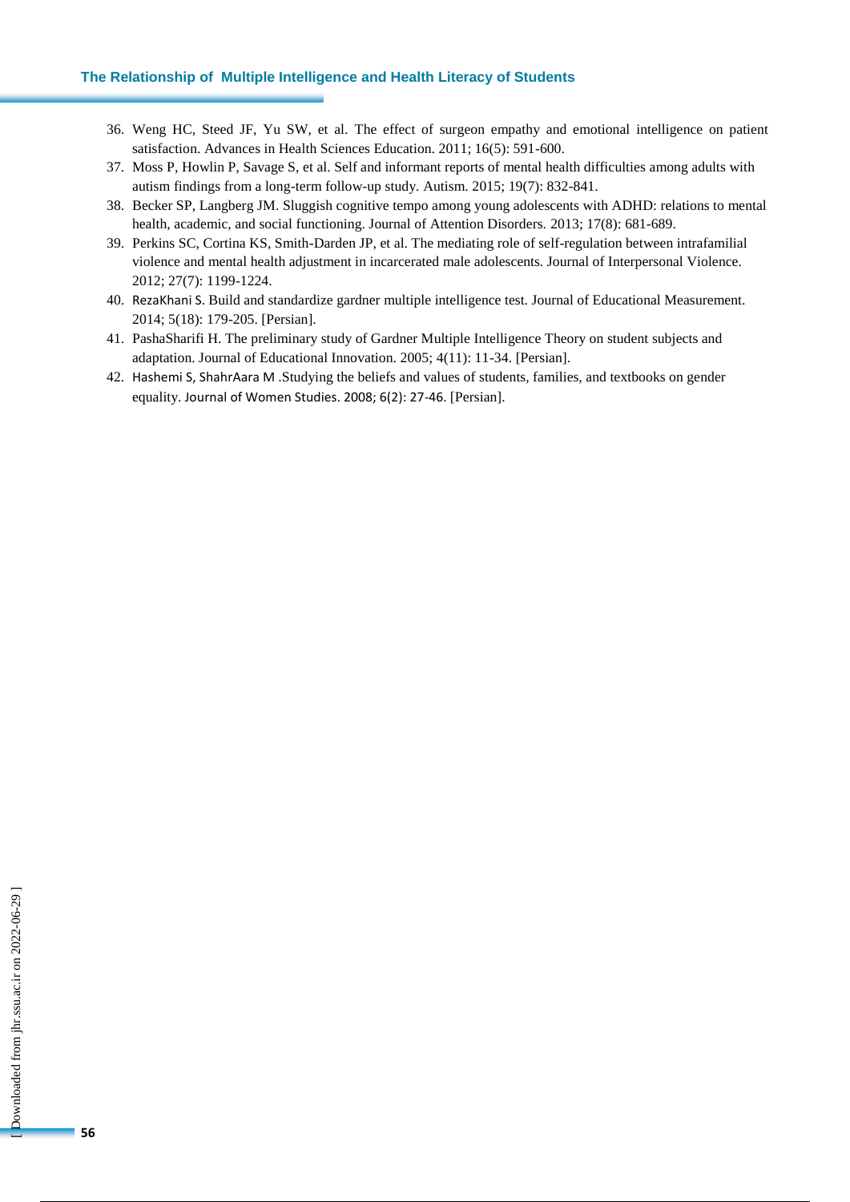36. Weng HC, Steed JF, Yu SW, et al. The effect of surgeon empathy and emotional intelligence on patient satisfaction. Advances in Health Sciences Education. 2011; 16(5): 591-600.
37. Moss P, Howlin P, Savage S, et al. Self and informant reports of mental health difficulties among adults with autism findings from a long-term follow-up study. Autism. 2015; 19(7): 832-841.
38. Becker SP, Langberg JM. Sluggish cognitive tempo among young adolescents with ADHD: relations to mental health, academic, and social functioning. Journal of Attention Disorders. 2013; 17(8): 681-689.
39. Perkins SC, Cortina KS, Smith-Darden JP, et al. The mediating role of self-regulation between intrafamilial violence and mental health adjustment in incarcerated male adolescents. Journal of Interpersonal Violence. 2012; 27(7): 1199-1224.
40. RezaKhani S. Build and standardize gardner multiple intelligence test. Journal of Educational Measurement. 2014; 5(18): 179-205. [Persian].
41. PashaSharifi H. The preliminary study of Gardner Multiple Intelligence Theory on student subjects and adaptation. Journal of Educational Innovation. 2005; 4(11): 11-34. [Persian].
42. Hashemi S, ShahrAara M .Studying the beliefs and values of students, families, and textbooks on gender equality. Journal of Women Studies. 2008; 6(2): 27-46. [Persian].